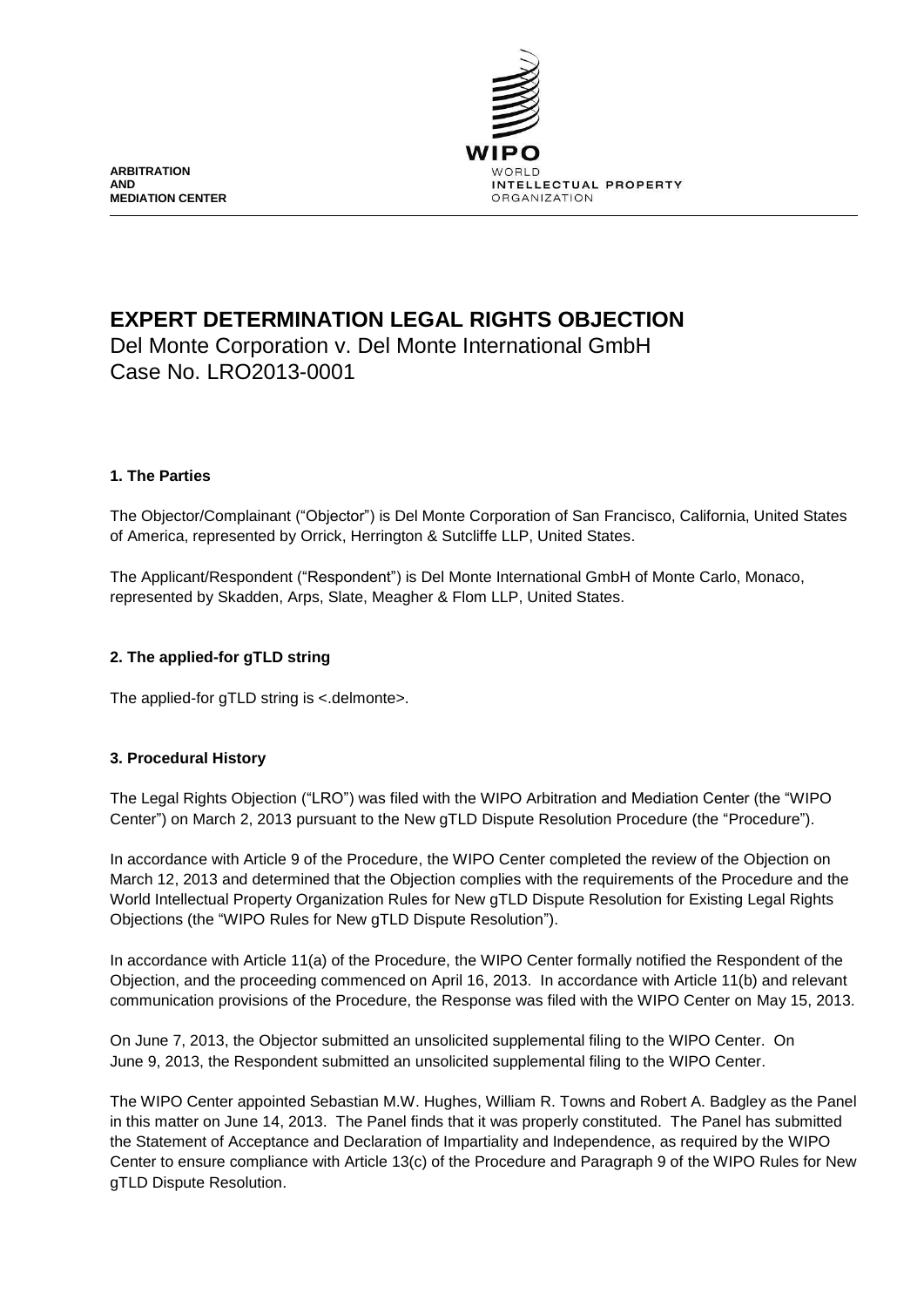ARBITRATION
AND
MEDIATION CENTER

WIPO
WORLD
INTELLECTUAL PROPERTY
ORGANIZATION

# EXPERT DETERMINATION LEGAL RIGHTS OBJECTION

Del Monte Corporation v. Del Monte International GmbH
Case No. LRO2013-0001

## 1. The Parties

The Objector/Complainant ("Objector") is Del Monte Corporation of San Francisco, California, United States of America, represented by Orrick, Herrington & Sutcliffe LLP, United States.

The Applicant/Respondent ("Respondent") is Del Monte International GmbH of Monte Carlo, Monaco, represented by Skadden, Arps, Slate, Meagher & Flom LLP, United States.

## 2. The applied-for gTLD string

The applied-for gTLD string is <.delmonte>.

## 3. Procedural History

The Legal Rights Objection ("LRO") was filed with the WIPO Arbitration and Mediation Center (the "WIPO Center") on March 2, 2013 pursuant to the New gTLD Dispute Resolution Procedure (the "Procedure").

In accordance with Article 9 of the Procedure, the WIPO Center completed the review of the Objection on March 12, 2013 and determined that the Objection complies with the requirements of the Procedure and the World Intellectual Property Organization Rules for New gTLD Dispute Resolution for Existing Legal Rights Objections (the "WIPO Rules for New gTLD Dispute Resolution").

In accordance with Article 11(a) of the Procedure, the WIPO Center formally notified the Respondent of the Objection, and the proceeding commenced on April 16, 2013. In accordance with Article 11(b) and relevant communication provisions of the Procedure, the Response was filed with the WIPO Center on May 15, 2013.

On June 7, 2013, the Objector submitted an unsolicited supplemental filing to the WIPO Center. On June 9, 2013, the Respondent submitted an unsolicited supplemental filing to the WIPO Center.

The WIPO Center appointed Sebastian M.W. Hughes, William R. Towns and Robert A. Badgley as the Panel in this matter on June 14, 2013. The Panel finds that it was properly constituted. The Panel has submitted the Statement of Acceptance and Declaration of Impartiality and Independence, as required by the WIPO Center to ensure compliance with Article 13(c) of the Procedure and Paragraph 9 of the WIPO Rules for New gTLD Dispute Resolution.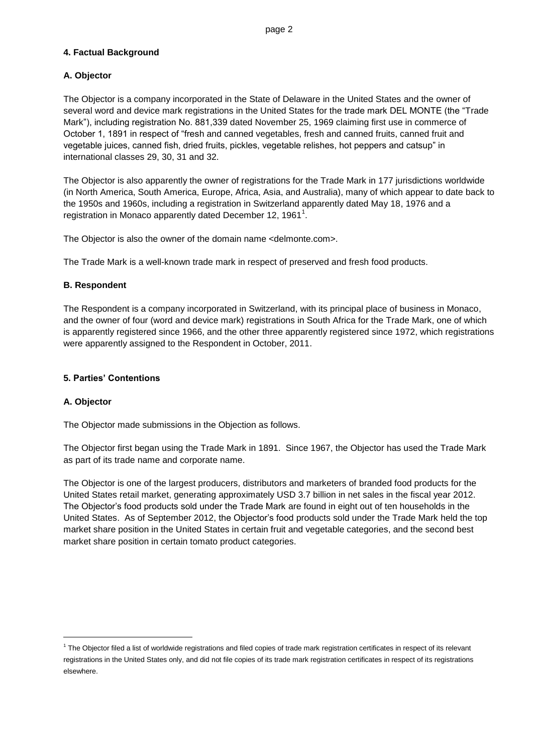## 4. Factual Background

### A. Objector

The Objector is a company incorporated in the State of Delaware in the United States and the owner of several word and device mark registrations in the United States for the trade mark DEL MONTE (the "Trade Mark"), including registration No. 881,339 dated November 25, 1969 claiming first use in commerce of October 1, 1891 in respect of "fresh and canned vegetables, fresh and canned fruits, canned fruit and vegetable juices, canned fish, dried fruits, pickles, vegetable relishes, hot peppers and catsup" in international classes 29, 30, 31 and 32.

The Objector is also apparently the owner of registrations for the Trade Mark in 177 jurisdictions worldwide (in North America, South America, Europe, Africa, Asia, and Australia), many of which appear to date back to the 1950s and 1960s, including a registration in Switzerland apparently dated May 18, 1976 and a registration in Monaco apparently dated December 12, 1961[1].

The Objector is also the owner of the domain name <delmonte.com>.

The Trade Mark is a well-known trade mark in respect of preserved and fresh food products.

### B. Respondent

The Respondent is a company incorporated in Switzerland, with its principal place of business in Monaco, and the owner of four (word and device mark) registrations in South Africa for the Trade Mark, one of which is apparently registered since 1966, and the other three apparently registered since 1972, which registrations were apparently assigned to the Respondent in October, 2011.

## 5. Parties' Contentions

### A. Objector

The Objector made submissions in the Objection as follows.

The Objector first began using the Trade Mark in 1891. Since 1967, the Objector has used the Trade Mark as part of its trade name and corporate name.

The Objector is one of the largest producers, distributors and marketers of branded food products for the United States retail market, generating approximately USD 3.7 billion in net sales in the fiscal year 2012. The Objector's food products sold under the Trade Mark are found in eight out of ten households in the United States. As of September 2012, the Objector's food products sold under the Trade Mark held the top market share position in the United States in certain fruit and vegetable categories, and the second best market share position in certain tomato product categories.

---

[1] The Objector filed a list of worldwide registrations and filed copies of trade mark registration certificates in respect of its relevant registrations in the United States only, and did not file copies of its trade mark registration certificates in respect of its registrations elsewhere.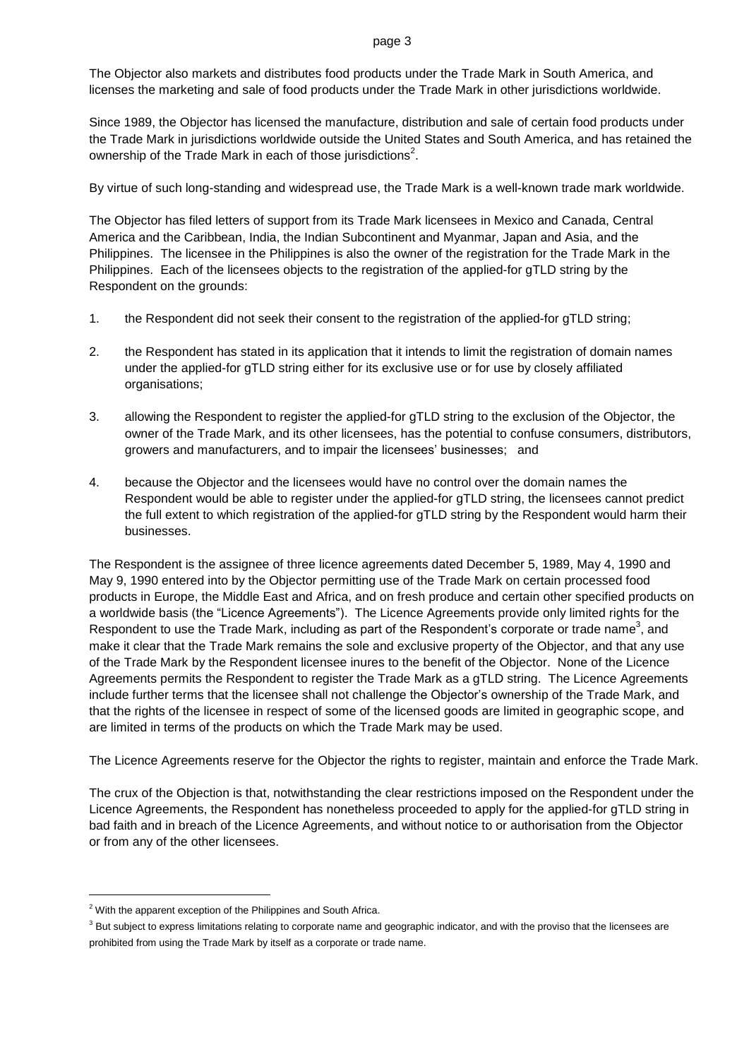The Objector also markets and distributes food products under the Trade Mark in South America, and licenses the marketing and sale of food products under the Trade Mark in other jurisdictions worldwide.

Since 1989, the Objector has licensed the manufacture, distribution and sale of certain food products under the Trade Mark in jurisdictions worldwide outside the United States and South America, and has retained the ownership of the Trade Mark in each of those jurisdictions[2].

By virtue of such long-standing and widespread use, the Trade Mark is a well-known trade mark worldwide.

The Objector has filed letters of support from its Trade Mark licensees in Mexico and Canada, Central America and the Caribbean, India, the Indian Subcontinent and Myanmar, Japan and Asia, and the Philippines. The licensee in the Philippines is also the owner of the registration for the Trade Mark in the Philippines. Each of the licensees objects to the registration of the applied-for gTLD string by the Respondent on the grounds:

1. the Respondent did not seek their consent to the registration of the applied-for gTLD string;

2. the Respondent has stated in its application that it intends to limit the registration of domain names under the applied-for gTLD string either for its exclusive use or for use by closely affiliated organisations;

3. allowing the Respondent to register the applied-for gTLD string to the exclusion of the Objector, the owner of the Trade Mark, and its other licensees, has the potential to confuse consumers, distributors, growers and manufacturers, and to impair the licensees' businesses; and

4. because the Objector and the licensees would have no control over the domain names the Respondent would be able to register under the applied-for gTLD string, the licensees cannot predict the full extent to which registration of the applied-for gTLD string by the Respondent would harm their businesses.

The Respondent is the assignee of three licence agreements dated December 5, 1989, May 4, 1990 and May 9, 1990 entered into by the Objector permitting use of the Trade Mark on certain processed food products in Europe, the Middle East and Africa, and on fresh produce and certain other specified products on a worldwide basis (the "Licence Agreements"). The Licence Agreements provide only limited rights for the Respondent to use the Trade Mark, including as part of the Respondent's corporate or trade name[3], and make it clear that the Trade Mark remains the sole and exclusive property of the Objector, and that any use of the Trade Mark by the Respondent licensee inures to the benefit of the Objector. None of the Licence Agreements permits the Respondent to register the Trade Mark as a gTLD string. The Licence Agreements include further terms that the licensee shall not challenge the Objector's ownership of the Trade Mark, and that the rights of the licensee in respect of some of the licensed goods are limited in geographic scope, and are limited in terms of the products on which the Trade Mark may be used.

The Licence Agreements reserve for the Objector the rights to register, maintain and enforce the Trade Mark.

The crux of the Objection is that, notwithstanding the clear restrictions imposed on the Respondent under the Licence Agreements, the Respondent has nonetheless proceeded to apply for the applied-for gTLD string in bad faith and in breach of the Licence Agreements, and without notice to or authorisation from the Objector or from any of the other licensees.

---

[2] With the apparent exception of the Philippines and South Africa.

[3] But subject to express limitations relating to corporate name and geographic indicator, and with the proviso that the licensees are prohibited from using the Trade Mark by itself as a corporate or trade name.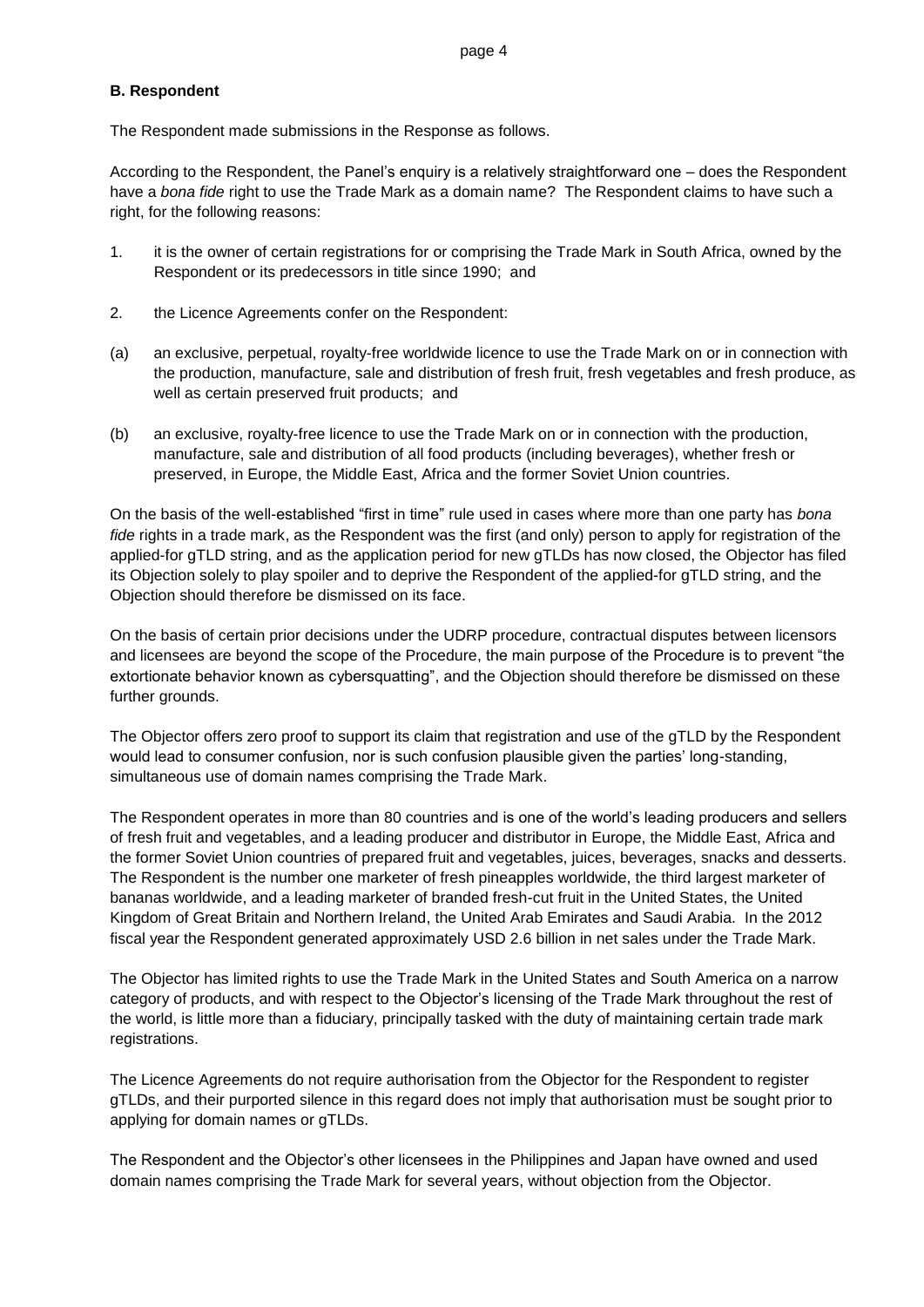**B. Respondent**

The Respondent made submissions in the Response as follows.

According to the Respondent, the Panel's enquiry is a relatively straightforward one – does the Respondent have a *bona fide* right to use the Trade Mark as a domain name? The Respondent claims to have such a right, for the following reasons:

1. it is the owner of certain registrations for or comprising the Trade Mark in South Africa, owned by the Respondent or its predecessors in title since 1990; and

2. the Licence Agreements confer on the Respondent:

(a) an exclusive, perpetual, royalty-free worldwide licence to use the Trade Mark on or in connection with the production, manufacture, sale and distribution of fresh fruit, fresh vegetables and fresh produce, as well as certain preserved fruit products; and

(b) an exclusive, royalty-free licence to use the Trade Mark on or in connection with the production, manufacture, sale and distribution of all food products (including beverages), whether fresh or preserved, in Europe, the Middle East, Africa and the former Soviet Union countries.

On the basis of the well-established "first in time" rule used in cases where more than one party has *bona fide* rights in a trade mark, as the Respondent was the first (and only) person to apply for registration of the applied-for gTLD string, and as the application period for new gTLDs has now closed, the Objector has filed its Objection solely to play spoiler and to deprive the Respondent of the applied-for gTLD string, and the Objection should therefore be dismissed on its face.

On the basis of certain prior decisions under the UDRP procedure, contractual disputes between licensors and licensees are beyond the scope of the Procedure, the main purpose of the Procedure is to prevent "the extortionate behavior known as cybersquatting", and the Objection should therefore be dismissed on these further grounds.

The Objector offers zero proof to support its claim that registration and use of the gTLD by the Respondent would lead to consumer confusion, nor is such confusion plausible given the parties' long-standing, simultaneous use of domain names comprising the Trade Mark.

The Respondent operates in more than 80 countries and is one of the world's leading producers and sellers of fresh fruit and vegetables, and a leading producer and distributor in Europe, the Middle East, Africa and the former Soviet Union countries of prepared fruit and vegetables, juices, beverages, snacks and desserts. The Respondent is the number one marketer of fresh pineapples worldwide, the third largest marketer of bananas worldwide, and a leading marketer of branded fresh-cut fruit in the United States, the United Kingdom of Great Britain and Northern Ireland, the United Arab Emirates and Saudi Arabia. In the 2012 fiscal year the Respondent generated approximately USD 2.6 billion in net sales under the Trade Mark.

The Objector has limited rights to use the Trade Mark in the United States and South America on a narrow category of products, and with respect to the Objector's licensing of the Trade Mark throughout the rest of the world, is little more than a fiduciary, principally tasked with the duty of maintaining certain trade mark registrations.

The Licence Agreements do not require authorisation from the Objector for the Respondent to register gTLDs, and their purported silence in this regard does not imply that authorisation must be sought prior to applying for domain names or gTLDs.

The Respondent and the Objector's other licensees in the Philippines and Japan have owned and used domain names comprising the Trade Mark for several years, without objection from the Objector.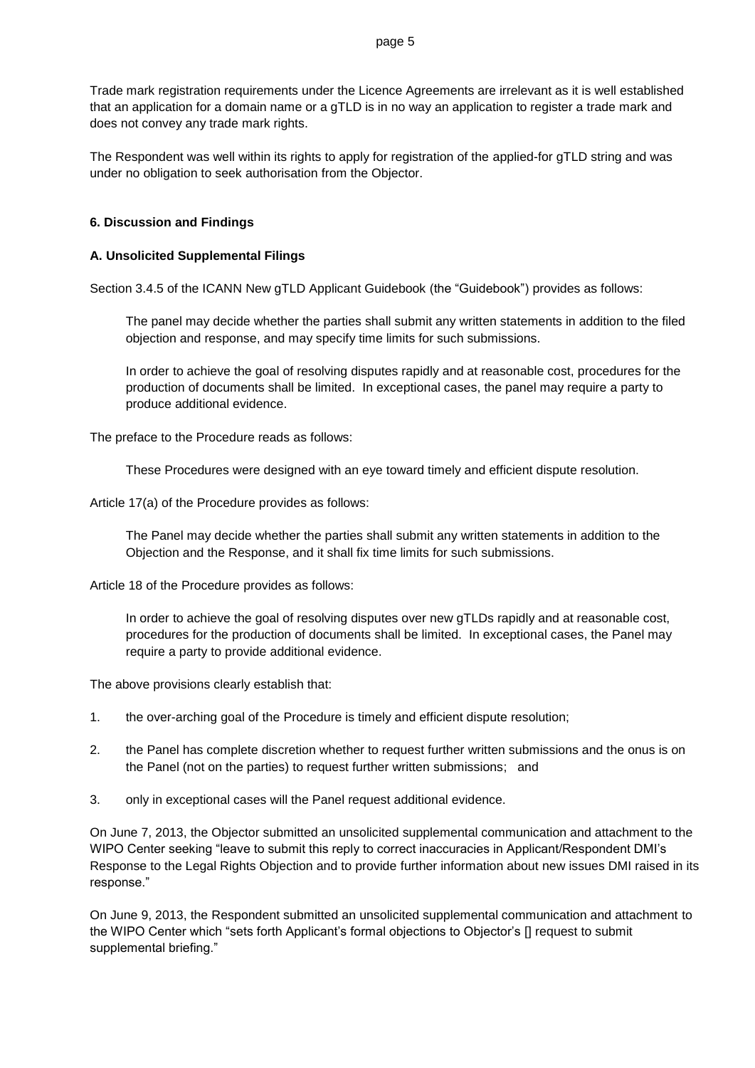Trade mark registration requirements under the Licence Agreements are irrelevant as it is well established that an application for a domain name or a gTLD is in no way an application to register a trade mark and does not convey any trade mark rights.

The Respondent was well within its rights to apply for registration of the applied-for gTLD string and was under no obligation to seek authorisation from the Objector.

## 6. Discussion and Findings

### A. Unsolicited Supplemental Filings

Section 3.4.5 of the ICANN New gTLD Applicant Guidebook (the "Guidebook") provides as follows:

> The panel may decide whether the parties shall submit any written statements in addition to the filed objection and response, and may specify time limits for such submissions.
>
> In order to achieve the goal of resolving disputes rapidly and at reasonable cost, procedures for the production of documents shall be limited. In exceptional cases, the panel may require a party to produce additional evidence.

The preface to the Procedure reads as follows:

> These Procedures were designed with an eye toward timely and efficient dispute resolution.

Article 17(a) of the Procedure provides as follows:

> The Panel may decide whether the parties shall submit any written statements in addition to the Objection and the Response, and it shall fix time limits for such submissions.

Article 18 of the Procedure provides as follows:

> In order to achieve the goal of resolving disputes over new gTLDs rapidly and at reasonable cost, procedures for the production of documents shall be limited. In exceptional cases, the Panel may require a party to provide additional evidence.

The above provisions clearly establish that:

1. the over-arching goal of the Procedure is timely and efficient dispute resolution;
2. the Panel has complete discretion whether to request further written submissions and the onus is on the Panel (not on the parties) to request further written submissions; and
3. only in exceptional cases will the Panel request additional evidence.

On June 7, 2013, the Objector submitted an unsolicited supplemental communication and attachment to the WIPO Center seeking "leave to submit this reply to correct inaccuracies in Applicant/Respondent DMI's Response to the Legal Rights Objection and to provide further information about new issues DMI raised in its response."

On June 9, 2013, the Respondent submitted an unsolicited supplemental communication and attachment to the WIPO Center which "sets forth Applicant's formal objections to Objector's [] request to submit supplemental briefing."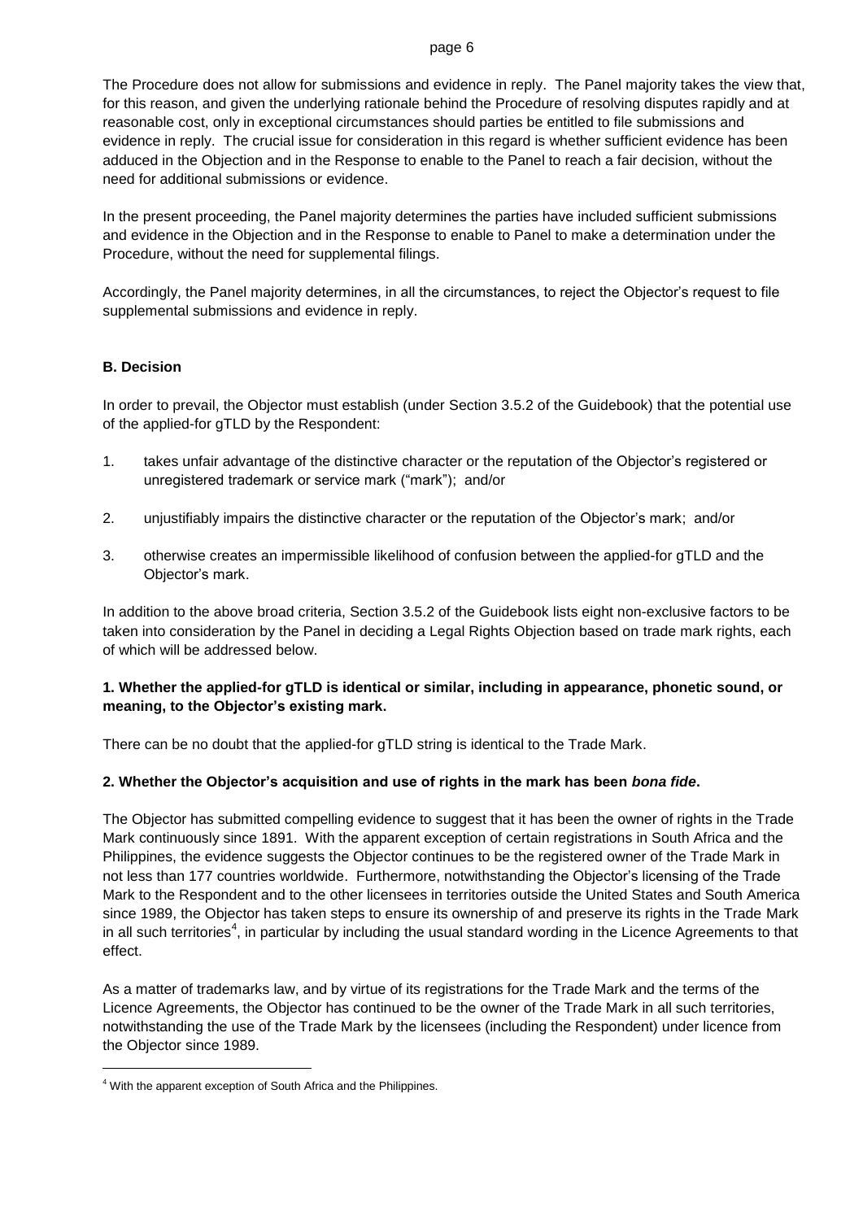The Procedure does not allow for submissions and evidence in reply. The Panel majority takes the view that, for this reason, and given the underlying rationale behind the Procedure of resolving disputes rapidly and at reasonable cost, only in exceptional circumstances should parties be entitled to file submissions and evidence in reply. The crucial issue for consideration in this regard is whether sufficient evidence has been adduced in the Objection and in the Response to enable to the Panel to reach a fair decision, without the need for additional submissions or evidence.

In the present proceeding, the Panel majority determines the parties have included sufficient submissions and evidence in the Objection and in the Response to enable to Panel to make a determination under the Procedure, without the need for supplemental filings.

Accordingly, the Panel majority determines, in all the circumstances, to reject the Objector's request to file supplemental submissions and evidence in reply.

**B. Decision**

In order to prevail, the Objector must establish (under Section 3.5.2 of the Guidebook) that the potential use of the applied-for gTLD by the Respondent:

1. takes unfair advantage of the distinctive character or the reputation of the Objector's registered or unregistered trademark or service mark ("mark"); and/or

2. unjustifiably impairs the distinctive character or the reputation of the Objector's mark; and/or

3. otherwise creates an impermissible likelihood of confusion between the applied-for gTLD and the Objector's mark.

In addition to the above broad criteria, Section 3.5.2 of the Guidebook lists eight non-exclusive factors to be taken into consideration by the Panel in deciding a Legal Rights Objection based on trade mark rights, each of which will be addressed below.

**1. Whether the applied-for gTLD is identical or similar, including in appearance, phonetic sound, or meaning, to the Objector's existing mark.**

There can be no doubt that the applied-for gTLD string is identical to the Trade Mark.

**2. Whether the Objector's acquisition and use of rights in the mark has been *bona fide*.**

The Objector has submitted compelling evidence to suggest that it has been the owner of rights in the Trade Mark continuously since 1891. With the apparent exception of certain registrations in South Africa and the Philippines, the evidence suggests the Objector continues to be the registered owner of the Trade Mark in not less than 177 countries worldwide. Furthermore, notwithstanding the Objector's licensing of the Trade Mark to the Respondent and to the other licensees in territories outside the United States and South America since 1989, the Objector has taken steps to ensure its ownership of and preserve its rights in the Trade Mark in all such territories[4], in particular by including the usual standard wording in the Licence Agreements to that effect.

As a matter of trademarks law, and by virtue of its registrations for the Trade Mark and the terms of the Licence Agreements, the Objector has continued to be the owner of the Trade Mark in all such territories, notwithstanding the use of the Trade Mark by the licensees (including the Respondent) under licence from the Objector since 1989.

[4] With the apparent exception of South Africa and the Philippines.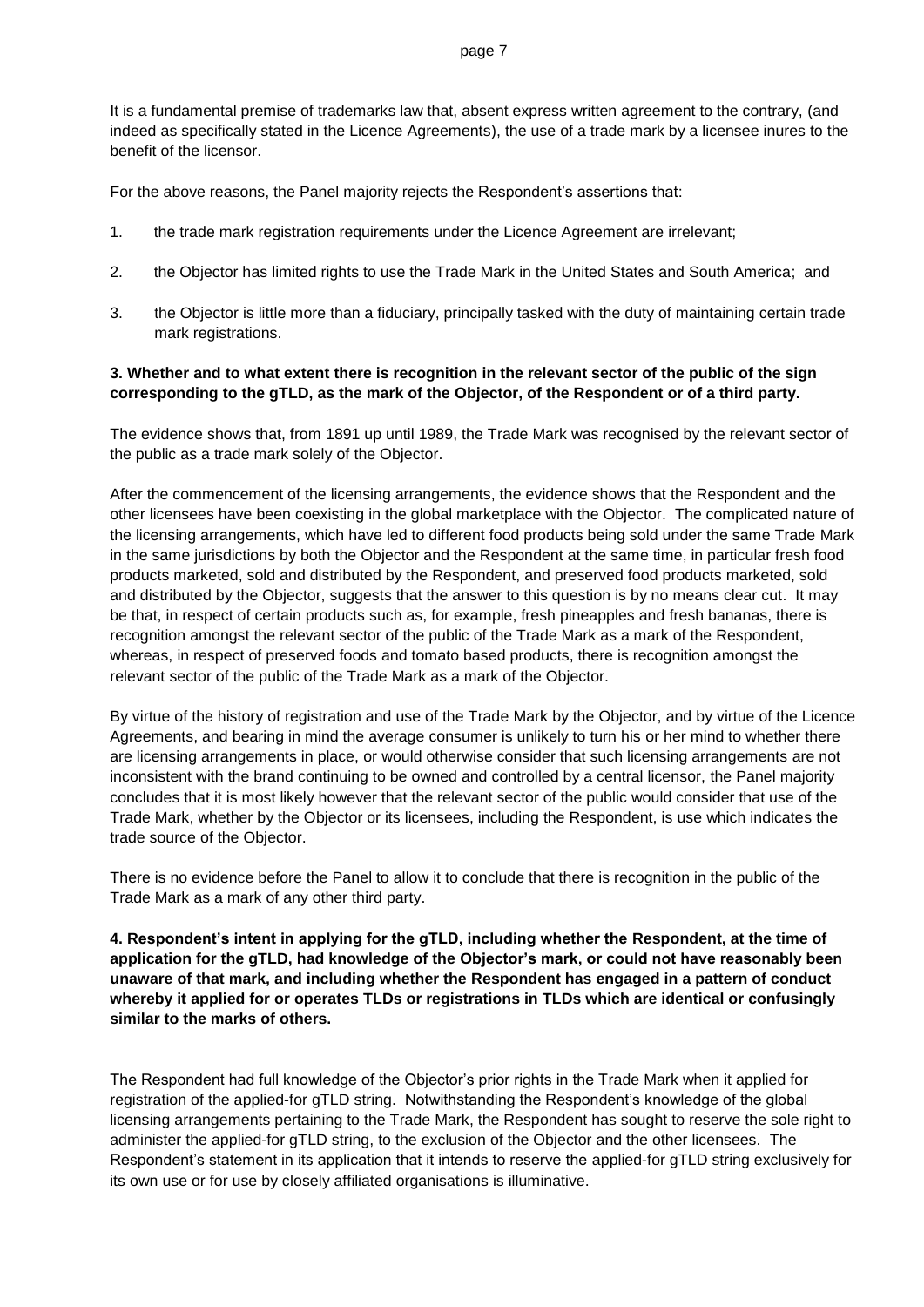It is a fundamental premise of trademarks law that, absent express written agreement to the contrary, (and indeed as specifically stated in the Licence Agreements), the use of a trade mark by a licensee inures to the benefit of the licensor.

For the above reasons, the Panel majority rejects the Respondent's assertions that:

1. the trade mark registration requirements under the Licence Agreement are irrelevant;

2. the Objector has limited rights to use the Trade Mark in the United States and South America; and

3. the Objector is little more than a fiduciary, principally tasked with the duty of maintaining certain trade mark registrations.

**3. Whether and to what extent there is recognition in the relevant sector of the public of the sign corresponding to the gTLD, as the mark of the Objector, of the Respondent or of a third party.**

The evidence shows that, from 1891 up until 1989, the Trade Mark was recognised by the relevant sector of the public as a trade mark solely of the Objector.

After the commencement of the licensing arrangements, the evidence shows that the Respondent and the other licensees have been coexisting in the global marketplace with the Objector. The complicated nature of the licensing arrangements, which have led to different food products being sold under the same Trade Mark in the same jurisdictions by both the Objector and the Respondent at the same time, in particular fresh food products marketed, sold and distributed by the Respondent, and preserved food products marketed, sold and distributed by the Objector, suggests that the answer to this question is by no means clear cut. It may be that, in respect of certain products such as, for example, fresh pineapples and fresh bananas, there is recognition amongst the relevant sector of the public of the Trade Mark as a mark of the Respondent, whereas, in respect of preserved foods and tomato based products, there is recognition amongst the relevant sector of the public of the Trade Mark as a mark of the Objector.

By virtue of the history of registration and use of the Trade Mark by the Objector, and by virtue of the Licence Agreements, and bearing in mind the average consumer is unlikely to turn his or her mind to whether there are licensing arrangements in place, or would otherwise consider that such licensing arrangements are not inconsistent with the brand continuing to be owned and controlled by a central licensor, the Panel majority concludes that it is most likely however that the relevant sector of the public would consider that use of the Trade Mark, whether by the Objector or its licensees, including the Respondent, is use which indicates the trade source of the Objector.

There is no evidence before the Panel to allow it to conclude that there is recognition in the public of the Trade Mark as a mark of any other third party.

**4. Respondent's intent in applying for the gTLD, including whether the Respondent, at the time of application for the gTLD, had knowledge of the Objector's mark, or could not have reasonably been unaware of that mark, and including whether the Respondent has engaged in a pattern of conduct whereby it applied for or operates TLDs or registrations in TLDs which are identical or confusingly similar to the marks of others.**

The Respondent had full knowledge of the Objector's prior rights in the Trade Mark when it applied for registration of the applied-for gTLD string. Notwithstanding the Respondent's knowledge of the global licensing arrangements pertaining to the Trade Mark, the Respondent has sought to reserve the sole right to administer the applied-for gTLD string, to the exclusion of the Objector and the other licensees. The Respondent's statement in its application that it intends to reserve the applied-for gTLD string exclusively for its own use or for use by closely affiliated organisations is illuminative.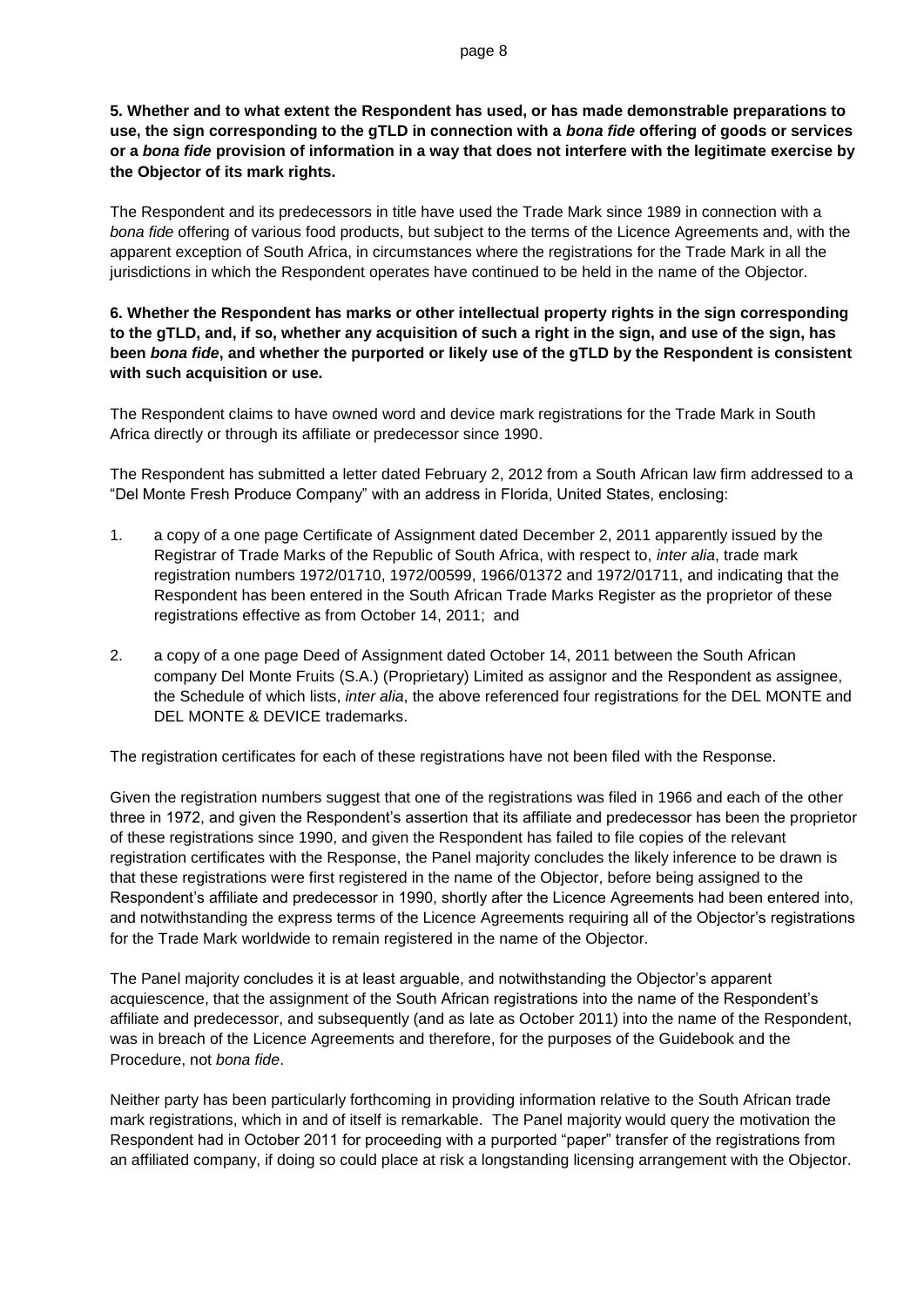**5. Whether and to what extent the Respondent has used, or has made demonstrable preparations to use, the sign corresponding to the gTLD in connection with a *bona fide* offering of goods or services or a *bona fide* provision of information in a way that does not interfere with the legitimate exercise by the Objector of its mark rights.**

The Respondent and its predecessors in title have used the Trade Mark since 1989 in connection with a *bona fide* offering of various food products, but subject to the terms of the Licence Agreements and, with the apparent exception of South Africa, in circumstances where the registrations for the Trade Mark in all the jurisdictions in which the Respondent operates have continued to be held in the name of the Objector.

**6. Whether the Respondent has marks or other intellectual property rights in the sign corresponding to the gTLD, and, if so, whether any acquisition of such a right in the sign, and use of the sign, has been *bona fide*, and whether the purported or likely use of the gTLD by the Respondent is consistent with such acquisition or use.**

The Respondent claims to have owned word and device mark registrations for the Trade Mark in South Africa directly or through its affiliate or predecessor since 1990.

The Respondent has submitted a letter dated February 2, 2012 from a South African law firm addressed to a "Del Monte Fresh Produce Company" with an address in Florida, United States, enclosing:

1. a copy of a one page Certificate of Assignment dated December 2, 2011 apparently issued by the Registrar of Trade Marks of the Republic of South Africa, with respect to, *inter alia*, trade mark registration numbers 1972/01710, 1972/00599, 1966/01372 and 1972/01711, and indicating that the Respondent has been entered in the South African Trade Marks Register as the proprietor of these registrations effective as from October 14, 2011; and
2. a copy of a one page Deed of Assignment dated October 14, 2011 between the South African company Del Monte Fruits (S.A.) (Proprietary) Limited as assignor and the Respondent as assignee, the Schedule of which lists, *inter alia*, the above referenced four registrations for the DEL MONTE and DEL MONTE & DEVICE trademarks.

The registration certificates for each of these registrations have not been filed with the Response.

Given the registration numbers suggest that one of the registrations was filed in 1966 and each of the other three in 1972, and given the Respondent's assertion that its affiliate and predecessor has been the proprietor of these registrations since 1990, and given the Respondent has failed to file copies of the relevant registration certificates with the Response, the Panel majority concludes the likely inference to be drawn is that these registrations were first registered in the name of the Objector, before being assigned to the Respondent's affiliate and predecessor in 1990, shortly after the Licence Agreements had been entered into, and notwithstanding the express terms of the Licence Agreements requiring all of the Objector's registrations for the Trade Mark worldwide to remain registered in the name of the Objector.

The Panel majority concludes it is at least arguable, and notwithstanding the Objector's apparent acquiescence, that the assignment of the South African registrations into the name of the Respondent's affiliate and predecessor, and subsequently (and as late as October 2011) into the name of the Respondent, was in breach of the Licence Agreements and therefore, for the purposes of the Guidebook and the Procedure, not *bona fide*.

Neither party has been particularly forthcoming in providing information relative to the South African trade mark registrations, which in and of itself is remarkable. The Panel majority would query the motivation the Respondent had in October 2011 for proceeding with a purported "paper" transfer of the registrations from an affiliated company, if doing so could place at risk a longstanding licensing arrangement with the Objector.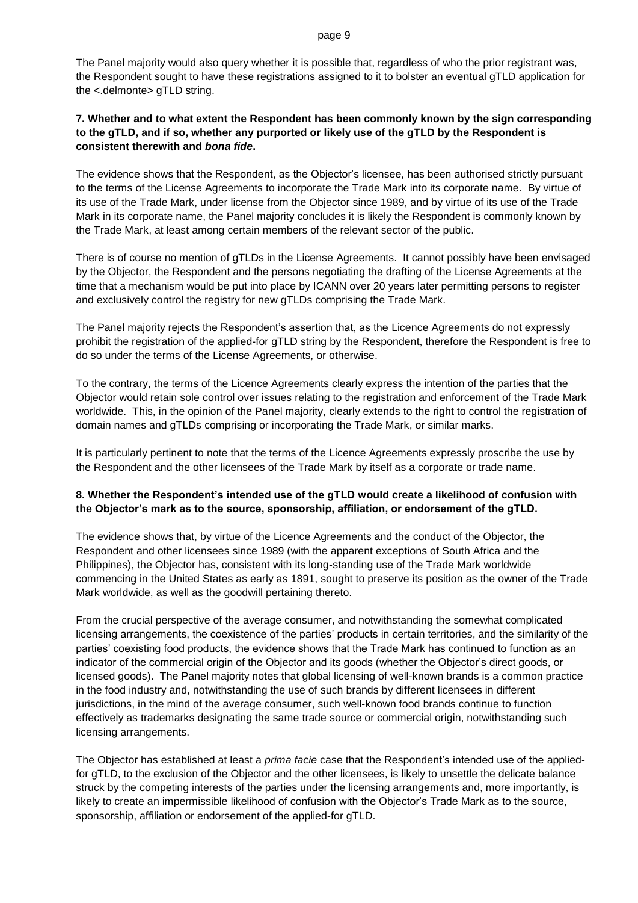The Panel majority would also query whether it is possible that, regardless of who the prior registrant was, the Respondent sought to have these registrations assigned to it to bolster an eventual gTLD application for the <.delmonte> gTLD string.

**7. Whether and to what extent the Respondent has been commonly known by the sign corresponding to the gTLD, and if so, whether any purported or likely use of the gTLD by the Respondent is consistent therewith and *bona fide*.**

The evidence shows that the Respondent, as the Objector's licensee, has been authorised strictly pursuant to the terms of the License Agreements to incorporate the Trade Mark into its corporate name. By virtue of its use of the Trade Mark, under license from the Objector since 1989, and by virtue of its use of the Trade Mark in its corporate name, the Panel majority concludes it is likely the Respondent is commonly known by the Trade Mark, at least among certain members of the relevant sector of the public.

There is of course no mention of gTLDs in the License Agreements. It cannot possibly have been envisaged by the Objector, the Respondent and the persons negotiating the drafting of the License Agreements at the time that a mechanism would be put into place by ICANN over 20 years later permitting persons to register and exclusively control the registry for new gTLDs comprising the Trade Mark.

The Panel majority rejects the Respondent's assertion that, as the Licence Agreements do not expressly prohibit the registration of the applied-for gTLD string by the Respondent, therefore the Respondent is free to do so under the terms of the License Agreements, or otherwise.

To the contrary, the terms of the Licence Agreements clearly express the intention of the parties that the Objector would retain sole control over issues relating to the registration and enforcement of the Trade Mark worldwide. This, in the opinion of the Panel majority, clearly extends to the right to control the registration of domain names and gTLDs comprising or incorporating the Trade Mark, or similar marks.

It is particularly pertinent to note that the terms of the Licence Agreements expressly proscribe the use by the Respondent and the other licensees of the Trade Mark by itself as a corporate or trade name.

**8. Whether the Respondent's intended use of the gTLD would create a likelihood of confusion with the Objector's mark as to the source, sponsorship, affiliation, or endorsement of the gTLD.**

The evidence shows that, by virtue of the Licence Agreements and the conduct of the Objector, the Respondent and other licensees since 1989 (with the apparent exceptions of South Africa and the Philippines), the Objector has, consistent with its long-standing use of the Trade Mark worldwide commencing in the United States as early as 1891, sought to preserve its position as the owner of the Trade Mark worldwide, as well as the goodwill pertaining thereto.

From the crucial perspective of the average consumer, and notwithstanding the somewhat complicated licensing arrangements, the coexistence of the parties' products in certain territories, and the similarity of the parties' coexisting food products, the evidence shows that the Trade Mark has continued to function as an indicator of the commercial origin of the Objector and its goods (whether the Objector's direct goods, or licensed goods). The Panel majority notes that global licensing of well-known brands is a common practice in the food industry and, notwithstanding the use of such brands by different licensees in different jurisdictions, in the mind of the average consumer, such well-known food brands continue to function effectively as trademarks designating the same trade source or commercial origin, notwithstanding such licensing arrangements.

The Objector has established at least a *prima facie* case that the Respondent's intended use of the applied-for gTLD, to the exclusion of the Objector and the other licensees, is likely to unsettle the delicate balance struck by the competing interests of the parties under the licensing arrangements and, more importantly, is likely to create an impermissible likelihood of confusion with the Objector's Trade Mark as to the source, sponsorship, affiliation or endorsement of the applied-for gTLD.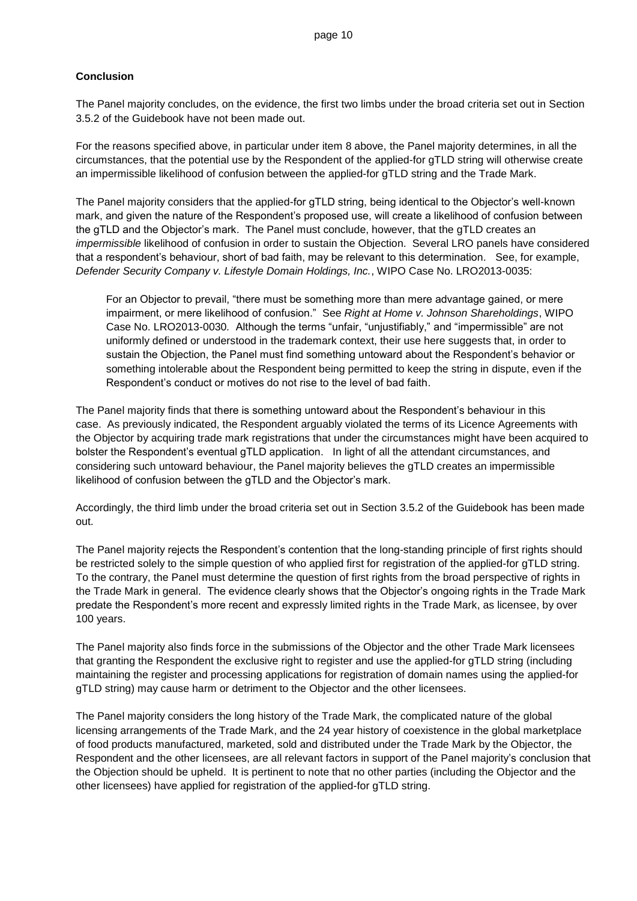**Conclusion**

The Panel majority concludes, on the evidence, the first two limbs under the broad criteria set out in Section 3.5.2 of the Guidebook have not been made out.

For the reasons specified above, in particular under item 8 above, the Panel majority determines, in all the circumstances, that the potential use by the Respondent of the applied-for gTLD string will otherwise create an impermissible likelihood of confusion between the applied-for gTLD string and the Trade Mark.

The Panel majority considers that the applied-for gTLD string, being identical to the Objector's well-known mark, and given the nature of the Respondent's proposed use, will create a likelihood of confusion between the gTLD and the Objector's mark. The Panel must conclude, however, that the gTLD creates an *impermissible* likelihood of confusion in order to sustain the Objection. Several LRO panels have considered that a respondent's behaviour, short of bad faith, may be relevant to this determination. See, for example, *Defender Security Company v. Lifestyle Domain Holdings, Inc.*, WIPO Case No. LRO2013-0035:

> For an Objector to prevail, "there must be something more than mere advantage gained, or mere impairment, or mere likelihood of confusion." See *Right at Home v. Johnson Shareholdings*, WIPO Case No. LRO2013-0030. Although the terms "unfair, "unjustifiably," and "impermissible" are not uniformly defined or understood in the trademark context, their use here suggests that, in order to sustain the Objection, the Panel must find something untoward about the Respondent's behavior or something intolerable about the Respondent being permitted to keep the string in dispute, even if the Respondent's conduct or motives do not rise to the level of bad faith.

The Panel majority finds that there is something untoward about the Respondent's behaviour in this case. As previously indicated, the Respondent arguably violated the terms of its Licence Agreements with the Objector by acquiring trade mark registrations that under the circumstances might have been acquired to bolster the Respondent's eventual gTLD application. In light of all the attendant circumstances, and considering such untoward behaviour, the Panel majority believes the gTLD creates an impermissible likelihood of confusion between the gTLD and the Objector's mark.

Accordingly, the third limb under the broad criteria set out in Section 3.5.2 of the Guidebook has been made out.

The Panel majority rejects the Respondent's contention that the long-standing principle of first rights should be restricted solely to the simple question of who applied first for registration of the applied-for gTLD string. To the contrary, the Panel must determine the question of first rights from the broad perspective of rights in the Trade Mark in general. The evidence clearly shows that the Objector's ongoing rights in the Trade Mark predate the Respondent's more recent and expressly limited rights in the Trade Mark, as licensee, by over 100 years.

The Panel majority also finds force in the submissions of the Objector and the other Trade Mark licensees that granting the Respondent the exclusive right to register and use the applied-for gTLD string (including maintaining the register and processing applications for registration of domain names using the applied-for gTLD string) may cause harm or detriment to the Objector and the other licensees.

The Panel majority considers the long history of the Trade Mark, the complicated nature of the global licensing arrangements of the Trade Mark, and the 24 year history of coexistence in the global marketplace of food products manufactured, marketed, sold and distributed under the Trade Mark by the Objector, the Respondent and the other licensees, are all relevant factors in support of the Panel majority's conclusion that the Objection should be upheld. It is pertinent to note that no other parties (including the Objector and the other licensees) have applied for registration of the applied-for gTLD string.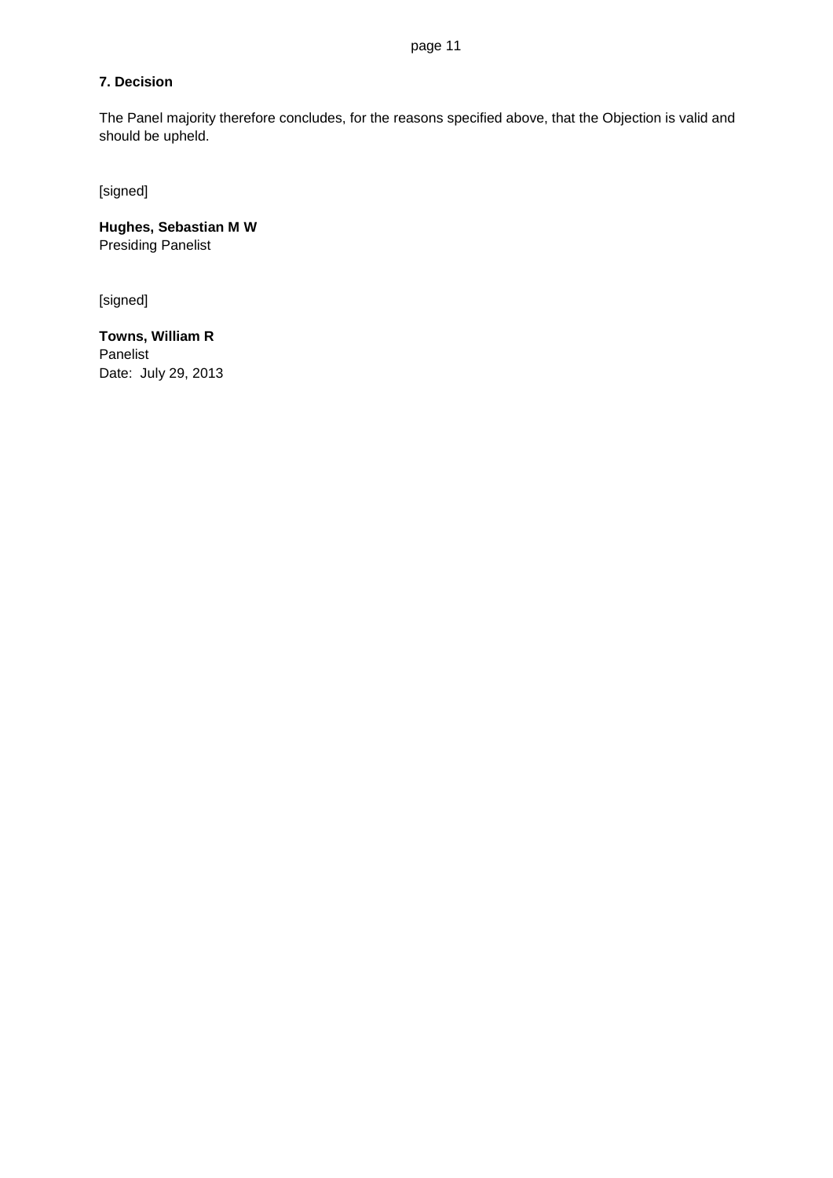## 7. Decision

The Panel majority therefore concludes, for the reasons specified above, that the Objection is valid and should be upheld.

[signed]

**Hughes, Sebastian M W**
Presiding Panelist

[signed]

**Towns, William R**
Panelist
Date: July 29, 2013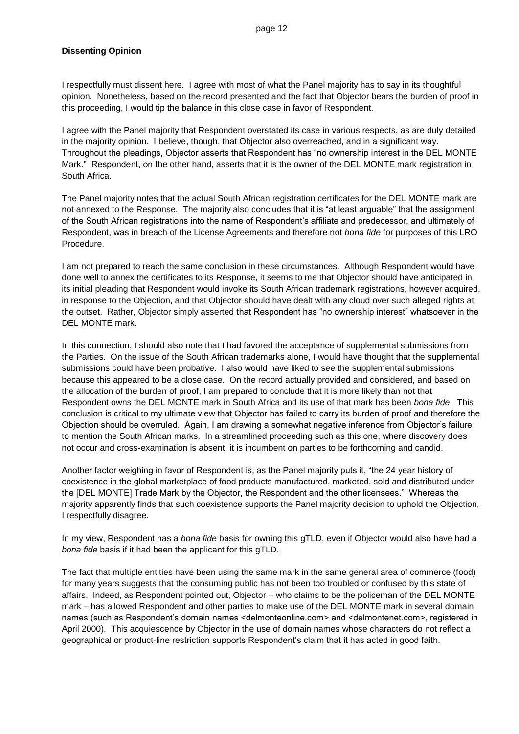**Dissenting Opinion**

I respectfully must dissent here. I agree with most of what the Panel majority has to say in its thoughtful opinion. Nonetheless, based on the record presented and the fact that Objector bears the burden of proof in this proceeding, I would tip the balance in this close case in favor of Respondent.

I agree with the Panel majority that Respondent overstated its case in various respects, as are duly detailed in the majority opinion. I believe, though, that Objector also overreached, and in a significant way. Throughout the pleadings, Objector asserts that Respondent has "no ownership interest in the DEL MONTE Mark." Respondent, on the other hand, asserts that it is the owner of the DEL MONTE mark registration in South Africa.

The Panel majority notes that the actual South African registration certificates for the DEL MONTE mark are not annexed to the Response. The majority also concludes that it is "at least arguable" that the assignment of the South African registrations into the name of Respondent's affiliate and predecessor, and ultimately of Respondent, was in breach of the License Agreements and therefore not *bona fide* for purposes of this LRO Procedure.

I am not prepared to reach the same conclusion in these circumstances. Although Respondent would have done well to annex the certificates to its Response, it seems to me that Objector should have anticipated in its initial pleading that Respondent would invoke its South African trademark registrations, however acquired, in response to the Objection, and that Objector should have dealt with any cloud over such alleged rights at the outset. Rather, Objector simply asserted that Respondent has "no ownership interest" whatsoever in the DEL MONTE mark.

In this connection, I should also note that I had favored the acceptance of supplemental submissions from the Parties. On the issue of the South African trademarks alone, I would have thought that the supplemental submissions could have been probative. I also would have liked to see the supplemental submissions because this appeared to be a close case. On the record actually provided and considered, and based on the allocation of the burden of proof, I am prepared to conclude that it is more likely than not that Respondent owns the DEL MONTE mark in South Africa and its use of that mark has been *bona fide*. This conclusion is critical to my ultimate view that Objector has failed to carry its burden of proof and therefore the Objection should be overruled. Again, I am drawing a somewhat negative inference from Objector's failure to mention the South African marks. In a streamlined proceeding such as this one, where discovery does not occur and cross-examination is absent, it is incumbent on parties to be forthcoming and candid.

Another factor weighing in favor of Respondent is, as the Panel majority puts it, "the 24 year history of coexistence in the global marketplace of food products manufactured, marketed, sold and distributed under the [DEL MONTE] Trade Mark by the Objector, the Respondent and the other licensees." Whereas the majority apparently finds that such coexistence supports the Panel majority decision to uphold the Objection, I respectfully disagree.

In my view, Respondent has a *bona fide* basis for owning this gTLD, even if Objector would also have had a *bona fide* basis if it had been the applicant for this gTLD.

The fact that multiple entities have been using the same mark in the same general area of commerce (food) for many years suggests that the consuming public has not been too troubled or confused by this state of affairs. Indeed, as Respondent pointed out, Objector – who claims to be the policeman of the DEL MONTE mark – has allowed Respondent and other parties to make use of the DEL MONTE mark in several domain names (such as Respondent's domain names <delmonteonline.com> and <delmontenet.com>, registered in April 2000). This acquiescence by Objector in the use of domain names whose characters do not reflect a geographical or product-line restriction supports Respondent's claim that it has acted in good faith.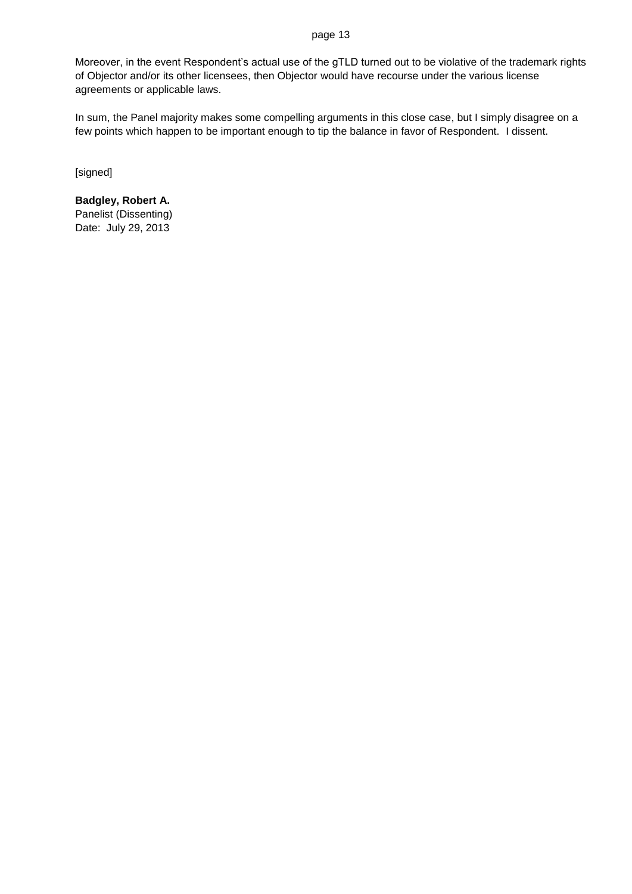Moreover, in the event Respondent's actual use of the gTLD turned out to be violative of the trademark rights of Objector and/or its other licensees, then Objector would have recourse under the various license agreements or applicable laws.

In sum, the Panel majority makes some compelling arguments in this close case, but I simply disagree on a few points which happen to be important enough to tip the balance in favor of Respondent. I dissent.

[signed]

**Badgley, Robert A.**
Panelist (Dissenting)
Date: July 29, 2013